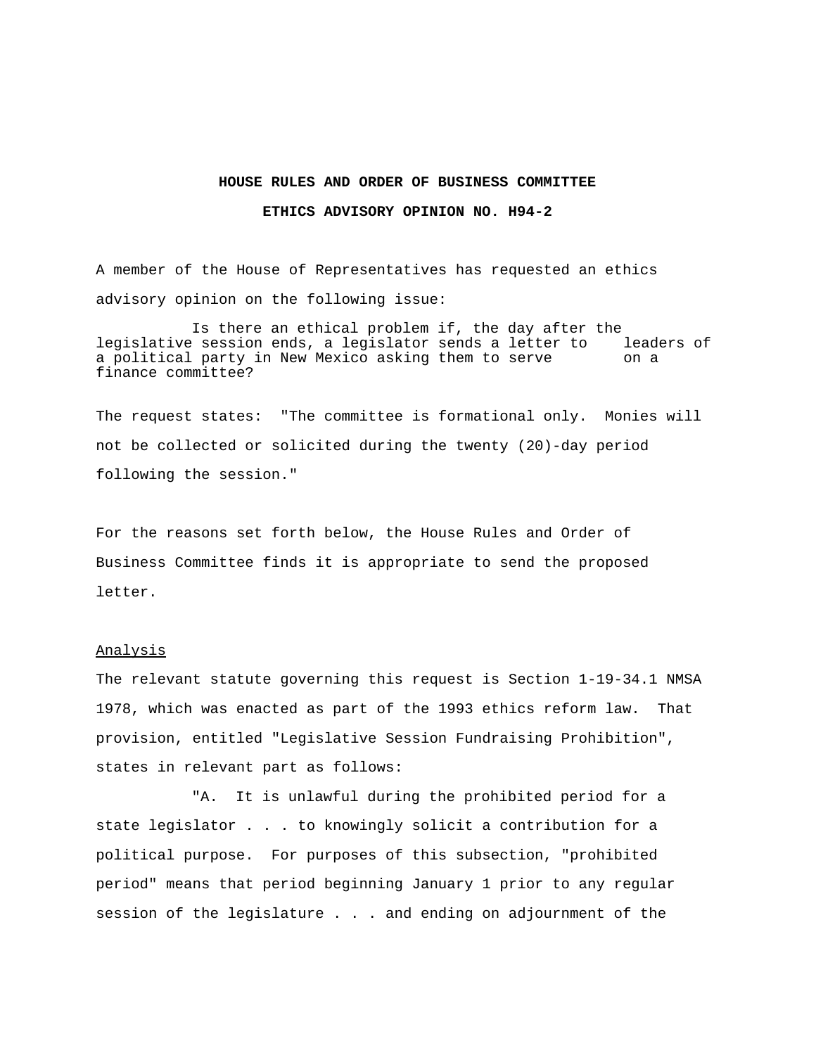**HOUSE RULES AND ORDER OF BUSINESS COMMITTEE**

**ETHICS ADVISORY OPINION NO. H94-2**

A member of the House of Representatives has requested an ethics advisory opinion on the following issue:

> Is there an ethical problem if, the day after the legislative session ends, a legislator sends a letter to leaders of a political party in New Mexico asking them to serve on a finance committee?

The request states: "The committee is formational only. Monies will not be collected or solicited during the twenty (20)-day period following the session."

For the reasons set forth below, the House Rules and Order of Business Committee finds it is appropriate to send the proposed letter.

Analysis

The relevant statute governing this request is Section 1-19-34.1 NMSA 1978, which was enacted as part of the 1993 ethics reform law. That provision, entitled "Legislative Session Fundraising Prohibition", states in relevant part as follows:

"A. It is unlawful during the prohibited period for a state legislator . . . to knowingly solicit a contribution for a political purpose. For purposes of this subsection, "prohibited period" means that period beginning January 1 prior to any regular session of the legislature . . . and ending on adjournment of the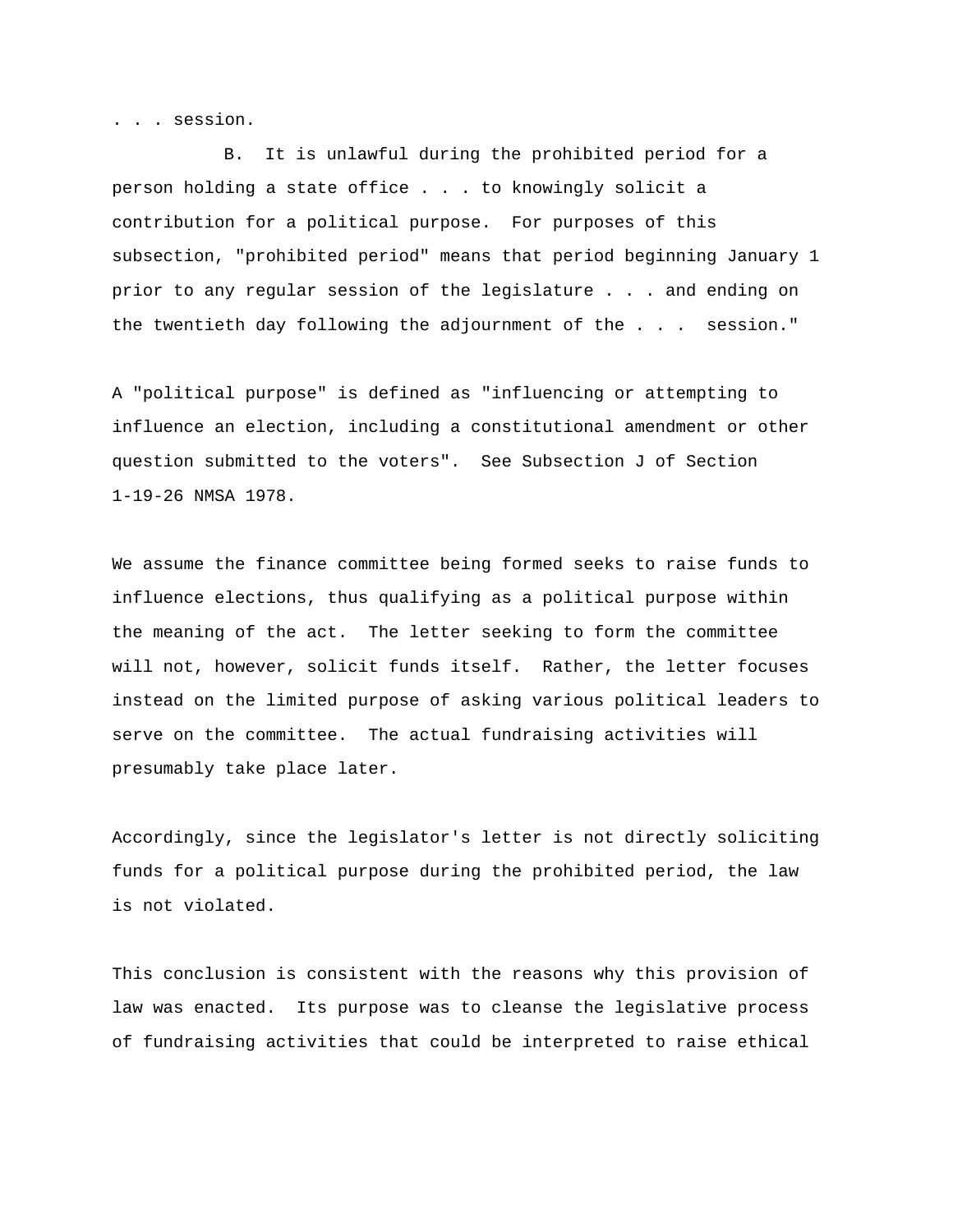. . . session.

B. It is unlawful during the prohibited period for a person holding a state office . . . to knowingly solicit a contribution for a political purpose. For purposes of this subsection, "prohibited period" means that period beginning January 1 prior to any regular session of the legislature . . . and ending on the twentieth day following the adjournment of the . . . session."

A "political purpose" is defined as "influencing or attempting to influence an election, including a constitutional amendment or other question submitted to the voters". See Subsection J of Section 1-19-26 NMSA 1978.

We assume the finance committee being formed seeks to raise funds to influence elections, thus qualifying as a political purpose within the meaning of the act. The letter seeking to form the committee will not, however, solicit funds itself. Rather, the letter focuses instead on the limited purpose of asking various political leaders to serve on the committee. The actual fundraising activities will presumably take place later.

Accordingly, since the legislator's letter is not directly soliciting funds for a political purpose during the prohibited period, the law is not violated.

This conclusion is consistent with the reasons why this provision of law was enacted. Its purpose was to cleanse the legislative process of fundraising activities that could be interpreted to raise ethical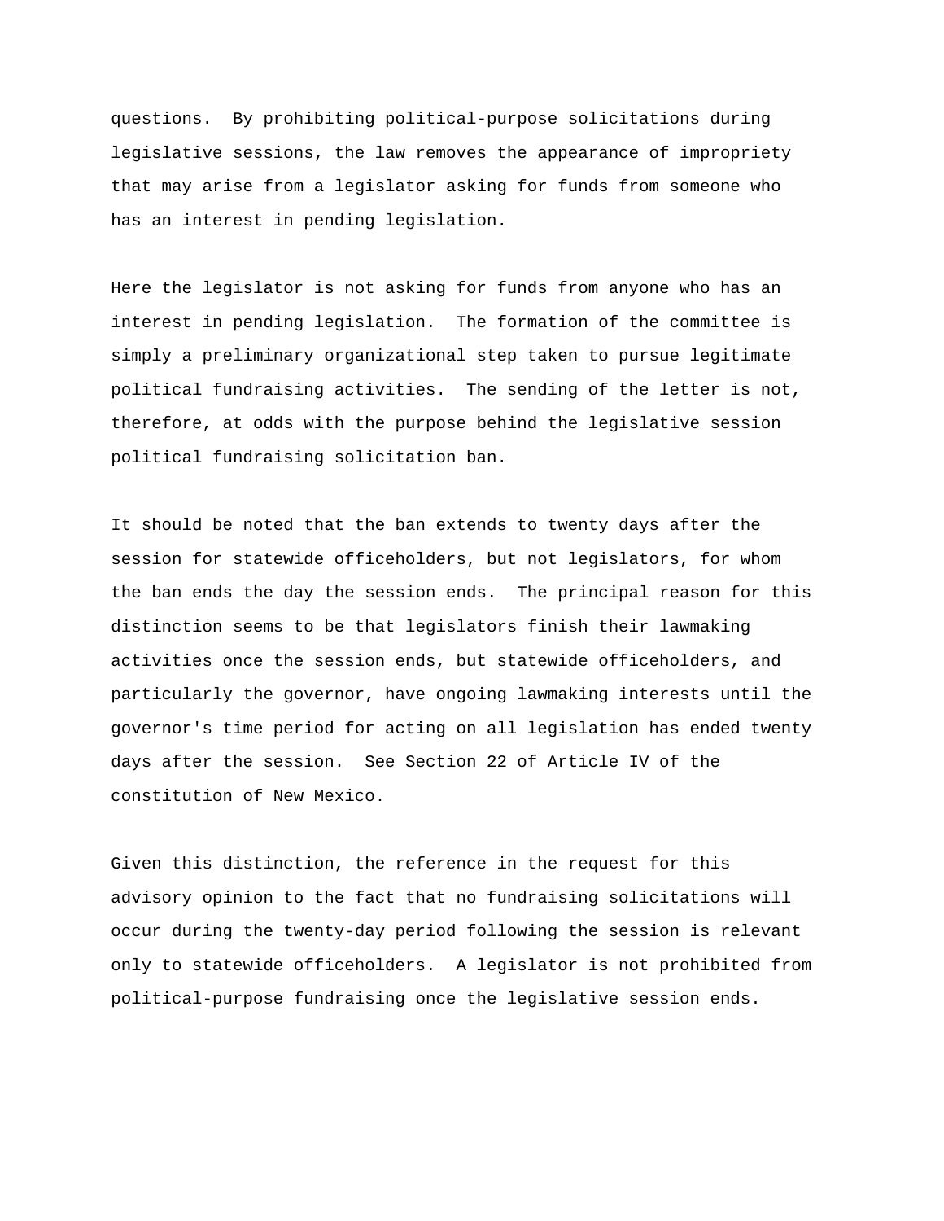questions. By prohibiting political-purpose solicitations during legislative sessions, the law removes the appearance of impropriety that may arise from a legislator asking for funds from someone who has an interest in pending legislation.

Here the legislator is not asking for funds from anyone who has an interest in pending legislation. The formation of the committee is simply a preliminary organizational step taken to pursue legitimate political fundraising activities. The sending of the letter is not, therefore, at odds with the purpose behind the legislative session political fundraising solicitation ban.

It should be noted that the ban extends to twenty days after the session for statewide officeholders, but not legislators, for whom the ban ends the day the session ends. The principal reason for this distinction seems to be that legislators finish their lawmaking activities once the session ends, but statewide officeholders, and particularly the governor, have ongoing lawmaking interests until the governor's time period for acting on all legislation has ended twenty days after the session. See Section 22 of Article IV of the constitution of New Mexico.

Given this distinction, the reference in the request for this advisory opinion to the fact that no fundraising solicitations will occur during the twenty-day period following the session is relevant only to statewide officeholders. A legislator is not prohibited from political-purpose fundraising once the legislative session ends.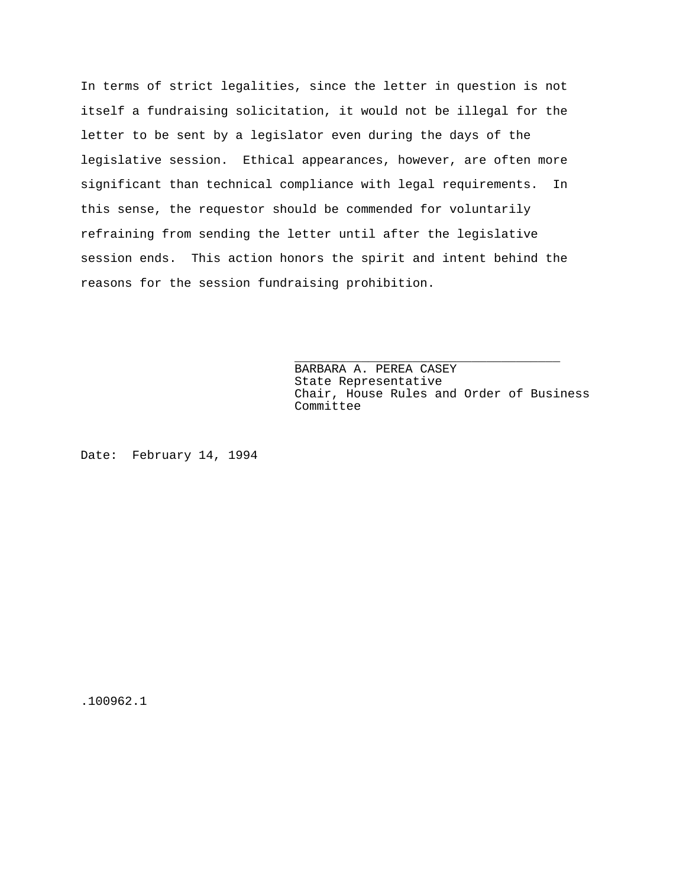In terms of strict legalities, since the letter in question is not itself a fundraising solicitation, it would not be illegal for the letter to be sent by a legislator even during the days of the legislative session. Ethical appearances, however, are often more significant than technical compliance with legal requirements. In this sense, the requestor should be commended for voluntarily refraining from sending the letter until after the legislative session ends. This action honors the spirit and intent behind the reasons for the session fundraising prohibition.

\_\_\_\_\_\_\_\_\_\_\_\_\_\_\_\_\_\_\_\_\_\_\_\_\_\_\_\_\_\_\_\_\_\_\_\_

BARBARA A. PEREA CASEY
State Representative
Chair, House Rules and Order of Business Committee

Date: February 14, 1994

.100962.1